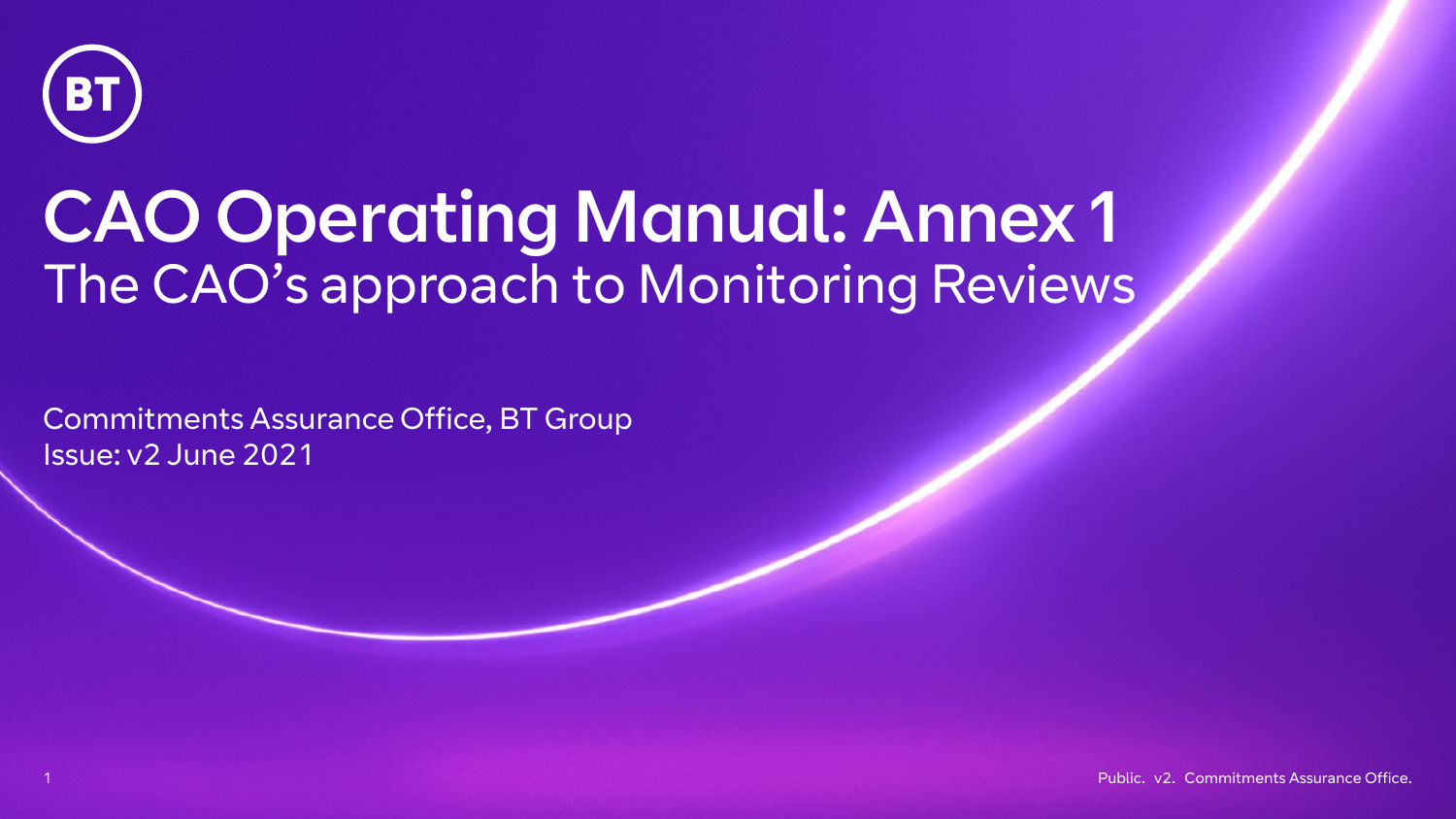# CAO Operating Manual: Annex 1

## The CAO's approach to Monitoring Reviews

Commitments Assurance Office, BT Group
Issue: v2 June 2021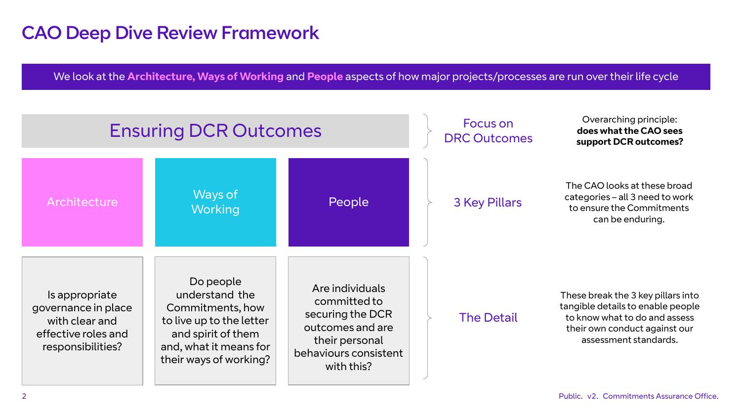# CAO Deep Dive Review Framework

We look at the **Architecture, Ways of Working** and **People** aspects of how major projects/processes are run over their life cycle

## Ensuring DCR Outcomes

| Architecture | Ways of Working | People |
| --- | --- | --- |
| Is appropriate governance in place with clear and effective roles and responsibilities? | Do people understand the Commitments, how to live up to the letter and spirit of them and, what it means for their ways of working? | Are individuals committed to securing the DCR outcomes and are their personal behaviours consistent with this? |

**Focus on DRC Outcomes**

Overarching principle: **does what the CAO sees support DCR outcomes?**

**3 Key Pillars**

The CAO looks at these broad categories – all 3 need to work to ensure the Commitments can be enduring.

**The Detail**

These break the 3 key pillars into tangible details to enable people to know what to do and assess their own conduct against our assessment standards.

Public. v2. Commitments Assurance Office.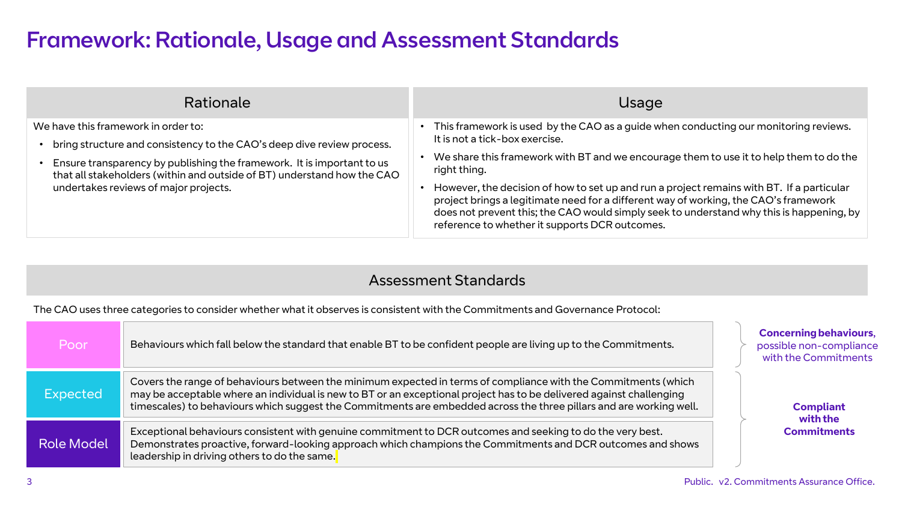# Framework: Rationale, Usage and Assessment Standards

## Rationale

We have this framework in order to:

- bring structure and consistency to the CAO's deep dive review process.
- Ensure transparency by publishing the framework. It is important to us that all stakeholders (within and outside of BT) understand how the CAO undertakes reviews of major projects.

## Usage

- This framework is used by the CAO as a guide when conducting our monitoring reviews. It is not a tick-box exercise.
- We share this framework with BT and we encourage them to use it to help them to do the right thing.
- However, the decision of how to set up and run a project remains with BT. If a particular project brings a legitimate need for a different way of working, the CAO's framework does not prevent this; the CAO would simply seek to understand why this is happening, by reference to whether it supports DCR outcomes.

## Assessment Standards

The CAO uses three categories to consider whether what it observes is consistent with the Commitments and Governance Protocol:

| Category | Description | |
|---|---|---|
| Poor | Behaviours which fall below the standard that enable BT to be confident people are living up to the Commitments. | **Concerning behaviours,** possible non-compliance with the Commitments |
| Expected | Covers the range of behaviours between the minimum expected in terms of compliance with the Commitments (which may be acceptable where an individual is new to BT or an exceptional project has to be delivered against challenging timescales) to behaviours which suggest the Commitments are embedded across the three pillars and are working well. | **Compliant with the Commitments** |
| Role Model | Exceptional behaviours consistent with genuine commitment to DCR outcomes and seeking to do the very best. Demonstrates proactive, forward-looking approach which champions the Commitments and DCR outcomes and shows leadership in driving others to do the same. | |

Public. v2. Commitments Assurance Office.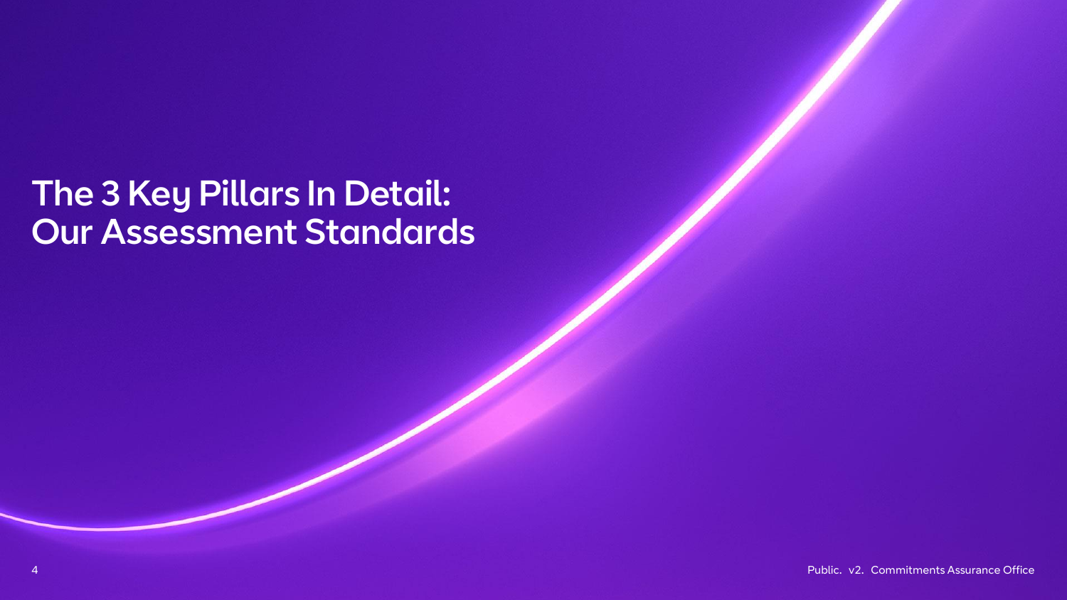# The 3 Key Pillars In Detail: Our Assessment Standards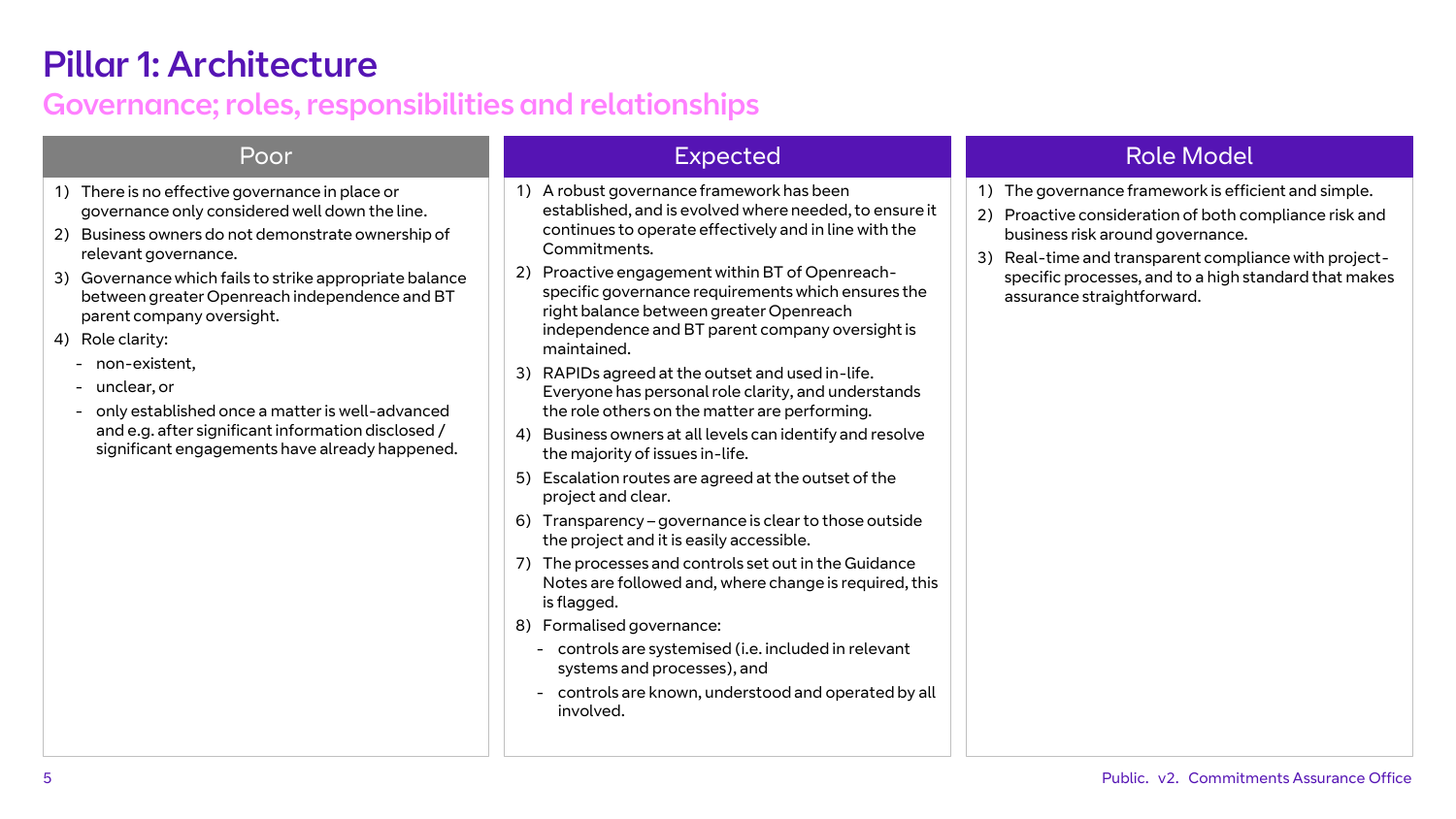# Pillar 1: Architecture

## Governance; roles, responsibilities and relationships

### Poor

1) There is no effective governance in place or governance only considered well down the line.
2) Business owners do not demonstrate ownership of relevant governance.
3) Governance which fails to strike appropriate balance between greater Openreach independence and BT parent company oversight.
4) Role clarity:
   - non-existent,
   - unclear, or
   - only established once a matter is well-advanced and e.g. after significant information disclosed / significant engagements have already happened.

### Expected

1) A robust governance framework has been established, and is evolved where needed, to ensure it continues to operate effectively and in line with the Commitments.
2) Proactive engagement within BT of Openreach-specific governance requirements which ensures the right balance between greater Openreach independence and BT parent company oversight is maintained.
3) RAPIDs agreed at the outset and used in-life. Everyone has personal role clarity, and understands the role others on the matter are performing.
4) Business owners at all levels can identify and resolve the majority of issues in-life.
5) Escalation routes are agreed at the outset of the project and clear.
6) Transparency – governance is clear to those outside the project and it is easily accessible.
7) The processes and controls set out in the Guidance Notes are followed and, where change is required, this is flagged.
8) Formalised governance:
   - controls are systemised (i.e. included in relevant systems and processes), and
   - controls are known, understood and operated by all involved.

### Role Model

1) The governance framework is efficient and simple.
2) Proactive consideration of both compliance risk and business risk around governance.
3) Real-time and transparent compliance with project-specific processes, and to a high standard that makes assurance straightforward.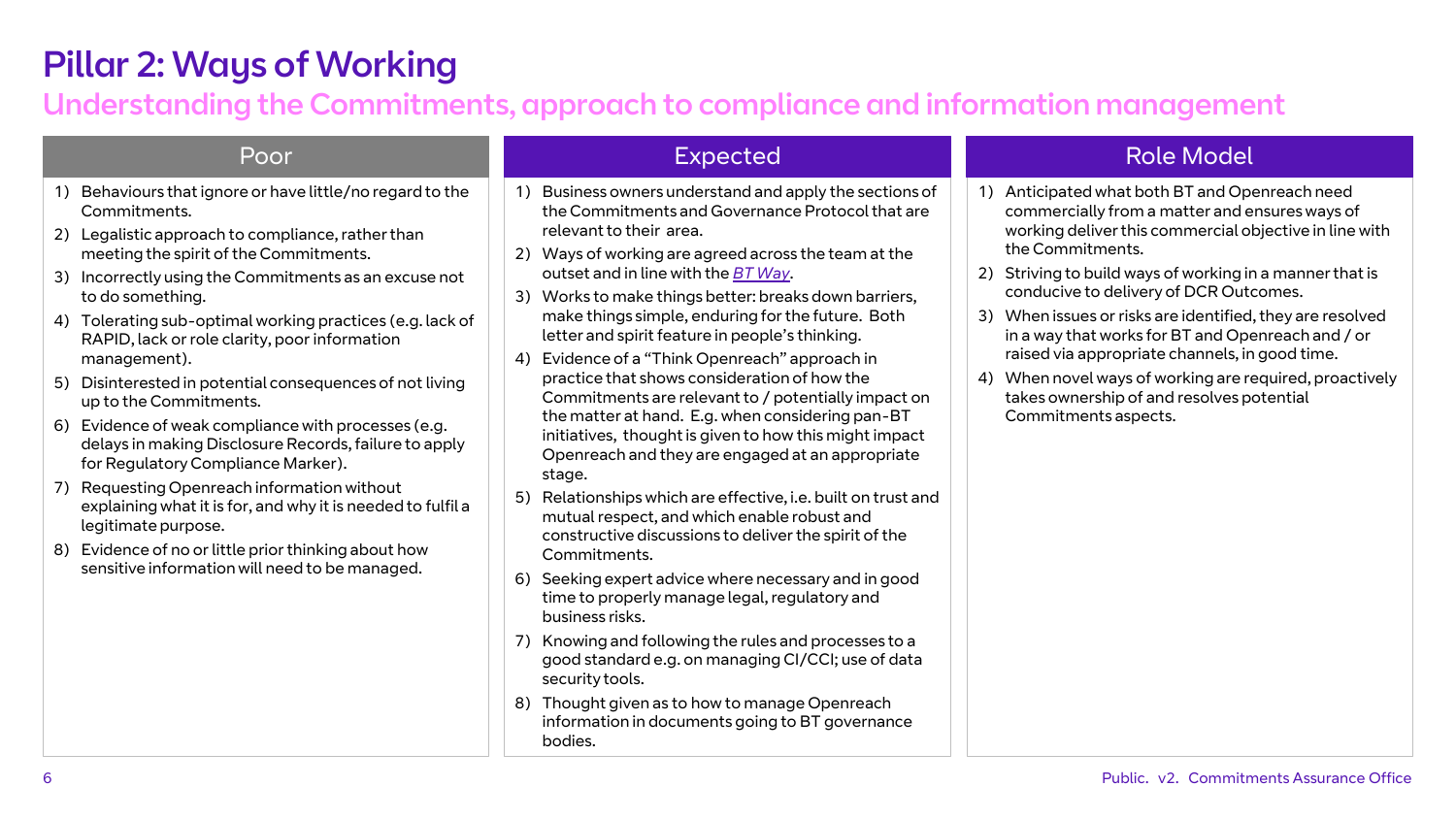# Pillar 2: Ways of Working

## Understanding the Commitments, approach to compliance and information management

### Poor

1) Behaviours that ignore or have little/no regard to the Commitments.
2) Legalistic approach to compliance, rather than meeting the spirit of the Commitments.
3) Incorrectly using the Commitments as an excuse not to do something.
4) Tolerating sub-optimal working practices (e.g. lack of RAPID, lack or role clarity, poor information management).
5) Disinterested in potential consequences of not living up to the Commitments.
6) Evidence of weak compliance with processes (e.g. delays in making Disclosure Records, failure to apply for Regulatory Compliance Marker).
7) Requesting Openreach information without explaining what it is for, and why it is needed to fulfil a legitimate purpose.
8) Evidence of no or little prior thinking about how sensitive information will need to be managed.

### Expected

1) Business owners understand and apply the sections of the Commitments and Governance Protocol that are relevant to their area.
2) Ways of working are agreed across the team at the outset and in line with the *BT Way*.
3) Works to make things better: breaks down barriers, make things simple, enduring for the future. Both letter and spirit feature in people's thinking.
4) Evidence of a "Think Openreach" approach in practice that shows consideration of how the Commitments are relevant to / potentially impact on the matter at hand. E.g. when considering pan-BT initiatives, thought is given to how this might impact Openreach and they are engaged at an appropriate stage.
5) Relationships which are effective, i.e. built on trust and mutual respect, and which enable robust and constructive discussions to deliver the spirit of the Commitments.
6) Seeking expert advice where necessary and in good time to properly manage legal, regulatory and business risks.
7) Knowing and following the rules and processes to a good standard e.g. on managing CI/CCI; use of data security tools.
8) Thought given as to how to manage Openreach information in documents going to BT governance bodies.

### Role Model

1) Anticipated what both BT and Openreach need commercially from a matter and ensures ways of working deliver this commercial objective in line with the Commitments.
2) Striving to build ways of working in a manner that is conducive to delivery of DCR Outcomes.
3) When issues or risks are identified, they are resolved in a way that works for BT and Openreach and / or raised via appropriate channels, in good time.
4) When novel ways of working are required, proactively takes ownership of and resolves potential Commitments aspects.

Public. v2. Commitments Assurance Office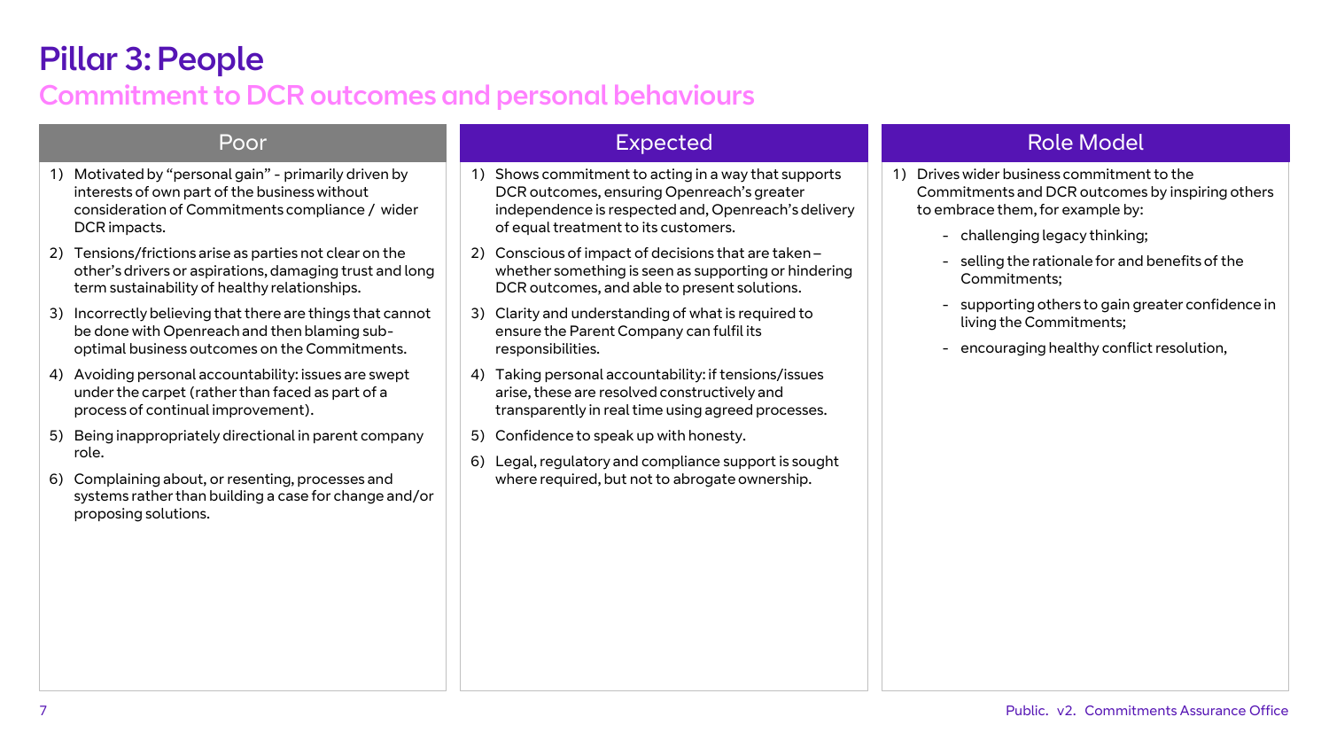# Pillar 3: People

## Commitment to DCR outcomes and personal behaviours

### Poor

1) Motivated by "personal gain" - primarily driven by interests of own part of the business without consideration of Commitments compliance / wider DCR impacts.
2) Tensions/frictions arise as parties not clear on the other's drivers or aspirations, damaging trust and long term sustainability of healthy relationships.
3) Incorrectly believing that there are things that cannot be done with Openreach and then blaming sub-optimal business outcomes on the Commitments.
4) Avoiding personal accountability: issues are swept under the carpet (rather than faced as part of a process of continual improvement).
5) Being inappropriately directional in parent company role.
6) Complaining about, or resenting, processes and systems rather than building a case for change and/or proposing solutions.

### Expected

1) Shows commitment to acting in a way that supports DCR outcomes, ensuring Openreach's greater independence is respected and, Openreach's delivery of equal treatment to its customers.
2) Conscious of impact of decisions that are taken – whether something is seen as supporting or hindering DCR outcomes, and able to present solutions.
3) Clarity and understanding of what is required to ensure the Parent Company can fulfil its responsibilities.
4) Taking personal accountability: if tensions/issues arise, these are resolved constructively and transparently in real time using agreed processes.
5) Confidence to speak up with honesty.
6) Legal, regulatory and compliance support is sought where required, but not to abrogate ownership.

### Role Model

1) Drives wider business commitment to the Commitments and DCR outcomes by inspiring others to embrace them, for example by:
   - challenging legacy thinking;
   - selling the rationale for and benefits of the Commitments;
   - supporting others to gain greater confidence in living the Commitments;
   - encouraging healthy conflict resolution,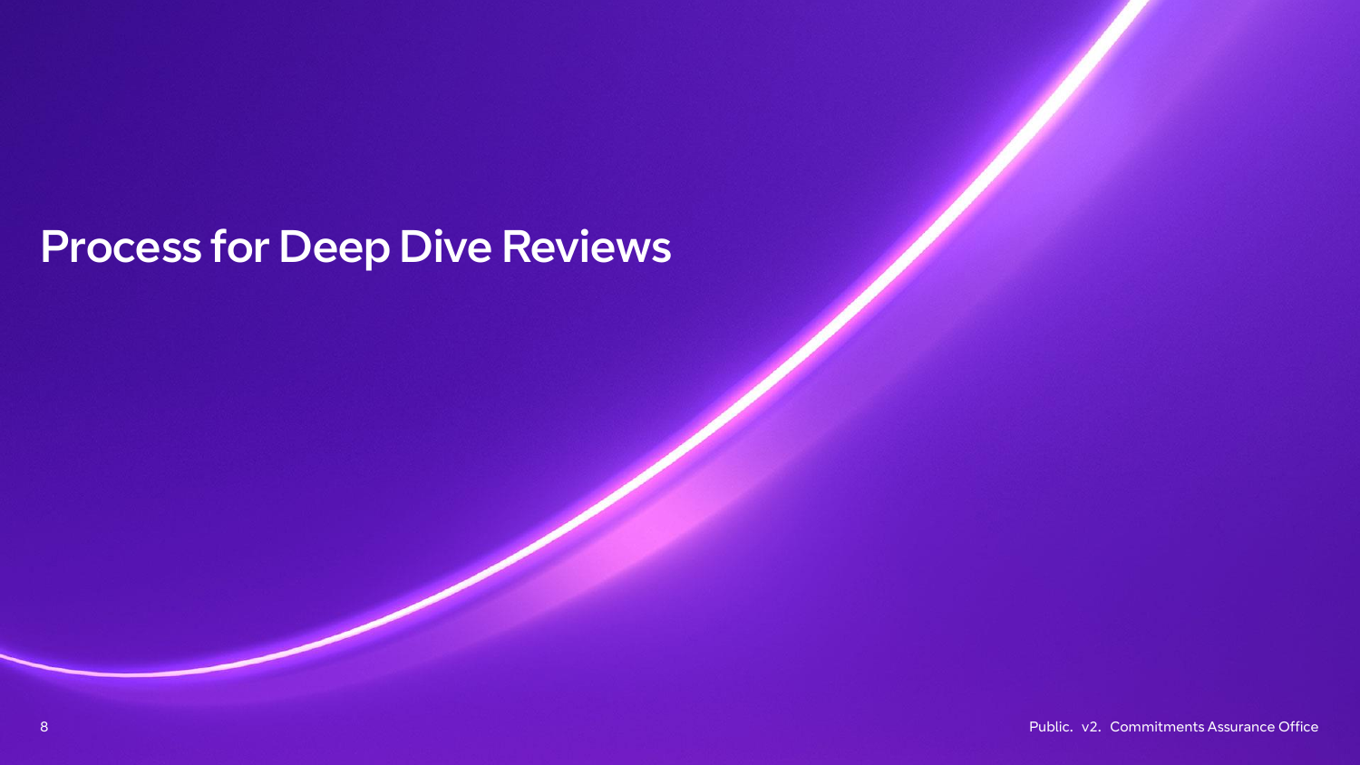# Process for Deep Dive Reviews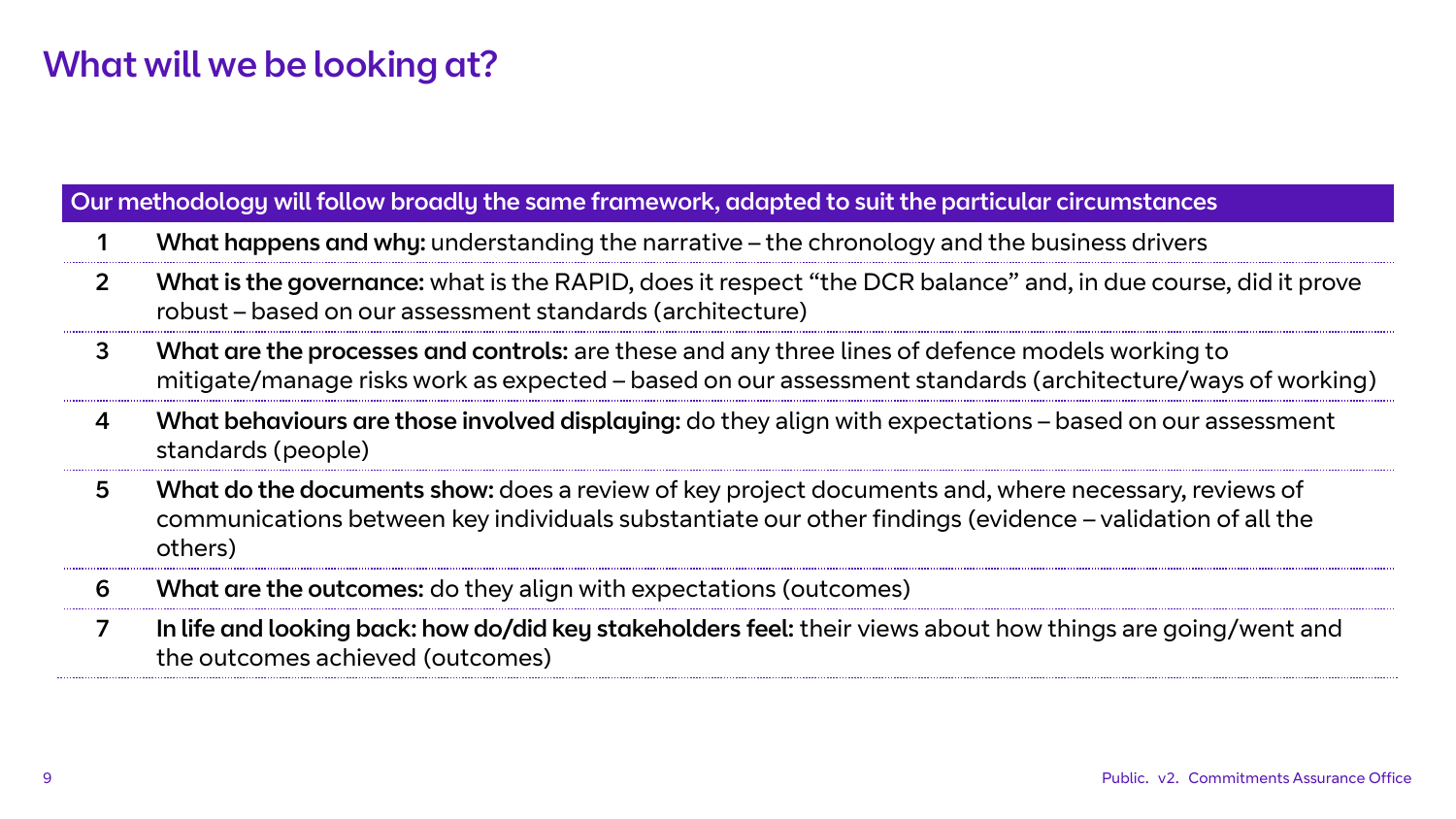# What will we be looking at?

| Our methodology will follow broadly the same framework, adapted to suit the particular circumstances | |
|---|---|
| 1 | **What happens and why:** understanding the narrative – the chronology and the business drivers |
| 2 | **What is the governance:** what is the RAPID, does it respect "the DCR balance" and, in due course, did it prove robust – based on our assessment standards (architecture) |
| 3 | **What are the processes and controls:** are these and any three lines of defence models working to mitigate/manage risks work as expected – based on our assessment standards (architecture/ways of working) |
| 4 | **What behaviours are those involved displaying:** do they align with expectations – based on our assessment standards (people) |
| 5 | **What do the documents show:** does a review of key project documents and, where necessary, reviews of communications between key individuals substantiate our other findings (evidence – validation of all the others) |
| 6 | **What are the outcomes:** do they align with expectations (outcomes) |
| 7 | **In life and looking back: how do/did key stakeholders feel:** their views about how things are going/went and the outcomes achieved (outcomes) |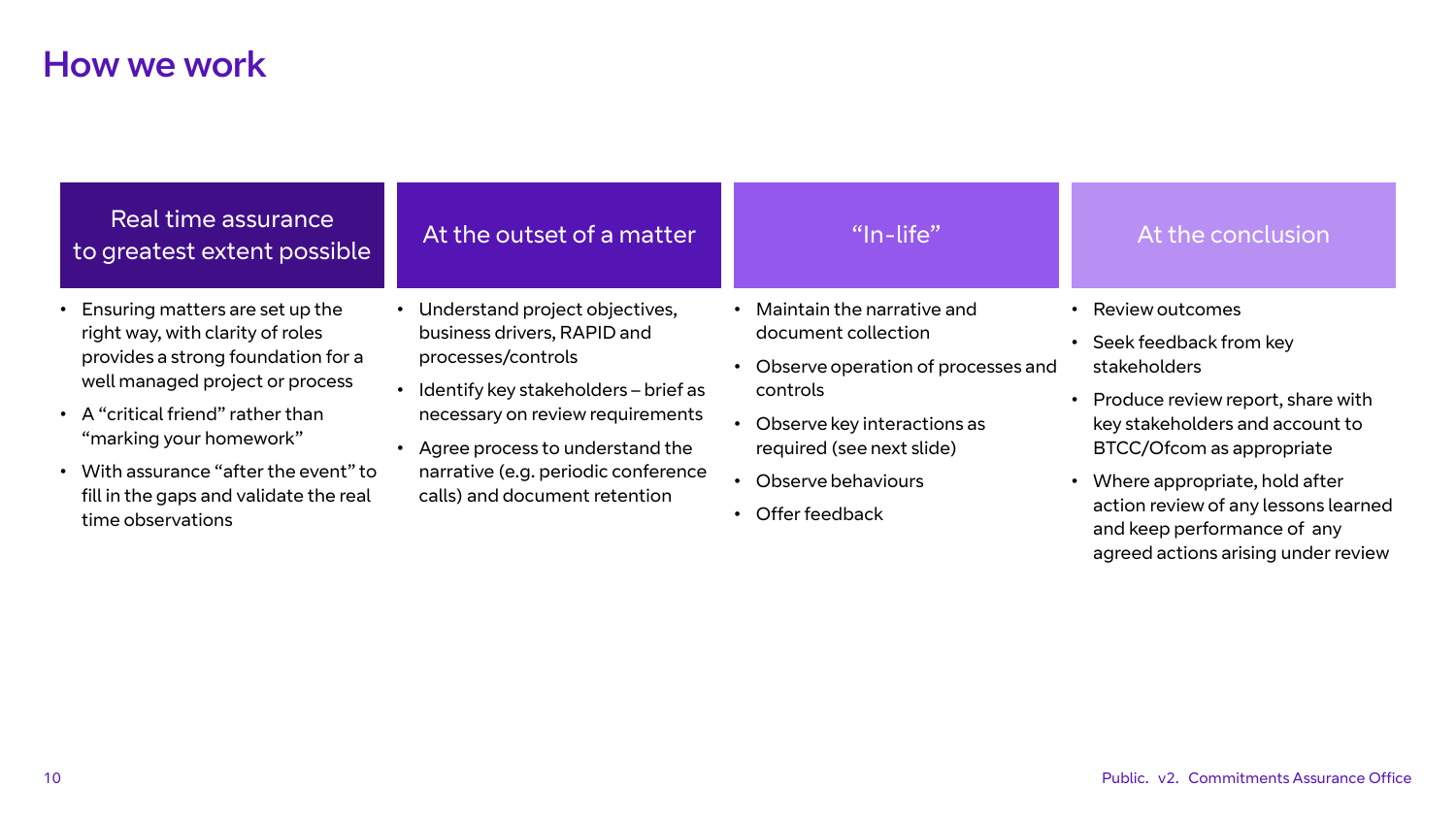# How we work

## Real time assurance to greatest extent possible

- Ensuring matters are set up the right way, with clarity of roles provides a strong foundation for a well managed project or process
- A “critical friend” rather than “marking your homework”
- With assurance “after the event” to fill in the gaps and validate the real time observations

## At the outset of a matter

- Understand project objectives, business drivers, RAPID and processes/controls
- Identify key stakeholders – brief as necessary on review requirements
- Agree process to understand the narrative (e.g. periodic conference calls) and document retention

## “In-life”

- Maintain the narrative and document collection
- Observe operation of processes and controls
- Observe key interactions as required (see next slide)
- Observe behaviours
- Offer feedback

## At the conclusion

- Review outcomes
- Seek feedback from key stakeholders
- Produce review report, share with key stakeholders and account to BTCC/Ofcom as appropriate
- Where appropriate, hold after action review of any lessons learned and keep performance of any agreed actions arising under review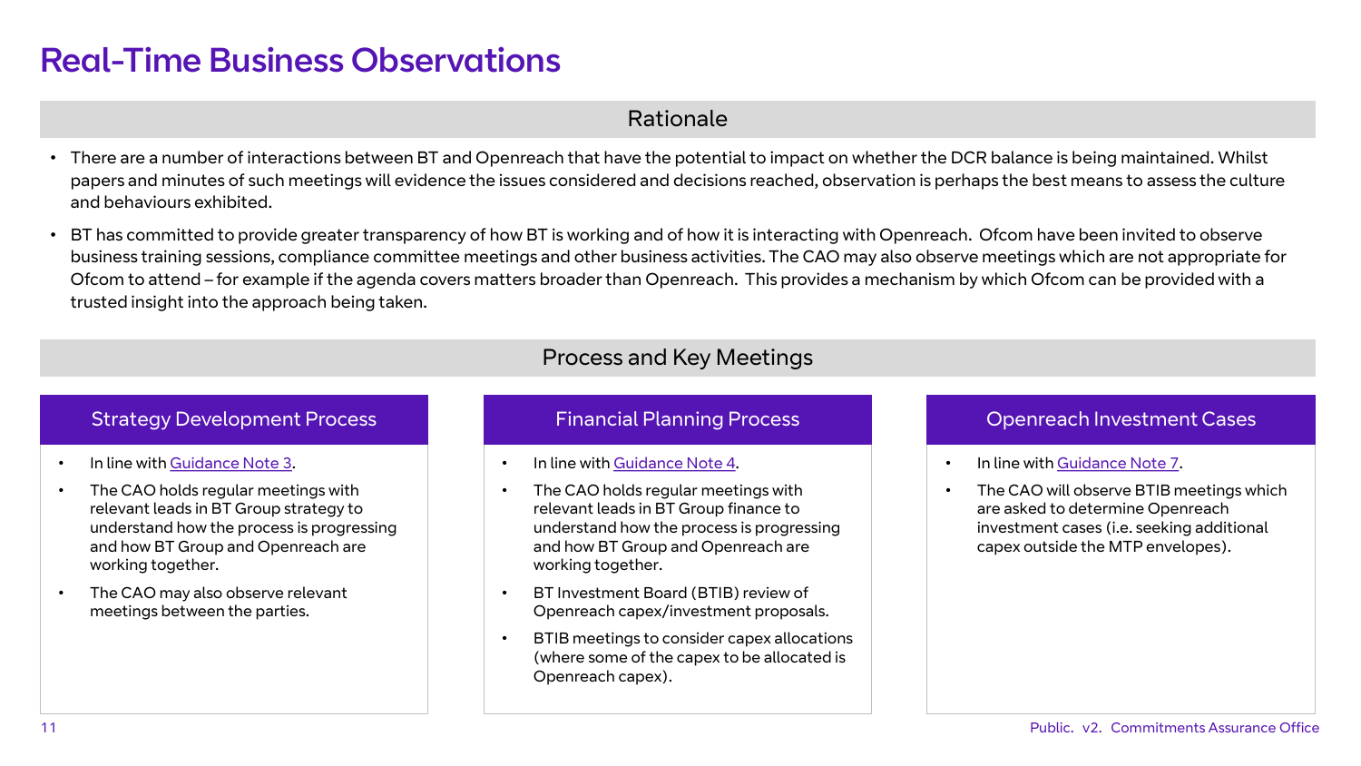# Real-Time Business Observations

## Rationale

- There are a number of interactions between BT and Openreach that have the potential to impact on whether the DCR balance is being maintained. Whilst papers and minutes of such meetings will evidence the issues considered and decisions reached, observation is perhaps the best means to assess the culture and behaviours exhibited.
- BT has committed to provide greater transparency of how BT is working and of how it is interacting with Openreach. Ofcom have been invited to observe business training sessions, compliance committee meetings and other business activities. The CAO may also observe meetings which are not appropriate for Ofcom to attend – for example if the agenda covers matters broader than Openreach. This provides a mechanism by which Ofcom can be provided with a trusted insight into the approach being taken.

## Process and Key Meetings

### Strategy Development Process

- In line with Guidance Note 3.
- The CAO holds regular meetings with relevant leads in BT Group strategy to understand how the process is progressing and how BT Group and Openreach are working together.
- The CAO may also observe relevant meetings between the parties.

### Financial Planning Process

- In line with Guidance Note 4.
- The CAO holds regular meetings with relevant leads in BT Group finance to understand how the process is progressing and how BT Group and Openreach are working together.
- BT Investment Board (BTIB) review of Openreach capex/investment proposals.
- BTIB meetings to consider capex allocations (where some of the capex to be allocated is Openreach capex).

### Openreach Investment Cases

- In line with Guidance Note 7.
- The CAO will observe BTIB meetings which are asked to determine Openreach investment cases (i.e. seeking additional capex outside the MTP envelopes).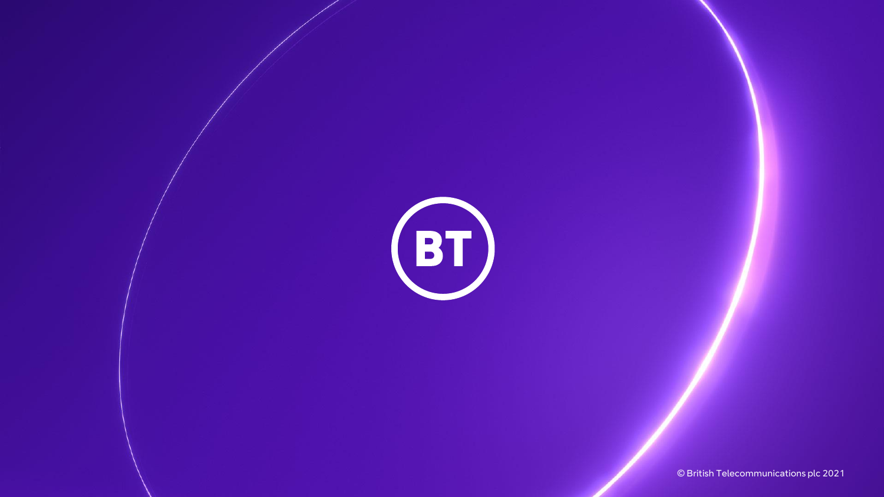BT

© British Telecommunications plc 2021